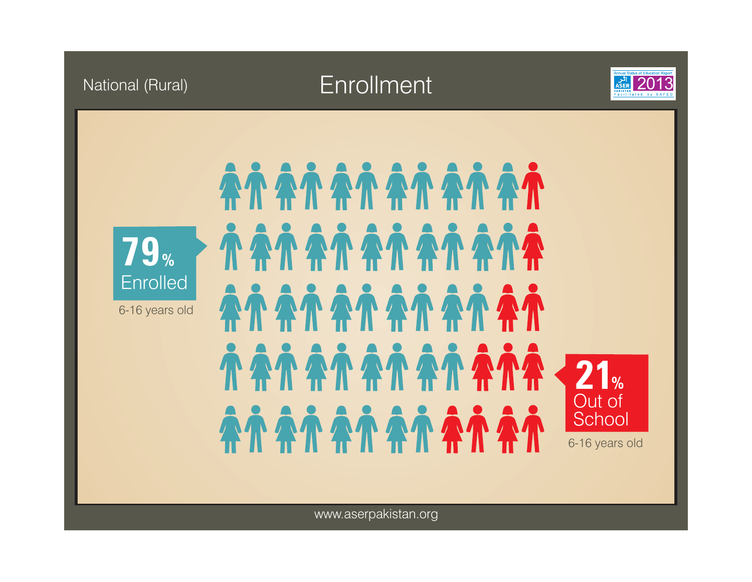National (Rural)

# Enrollment

Annual Status of Education Report ASER PAKISTAN 2013 Facilitated by SAFED

**79%** Enrolled

6-16 years old

**21%** Out of School

6-16 years old

www.aserpakistan.org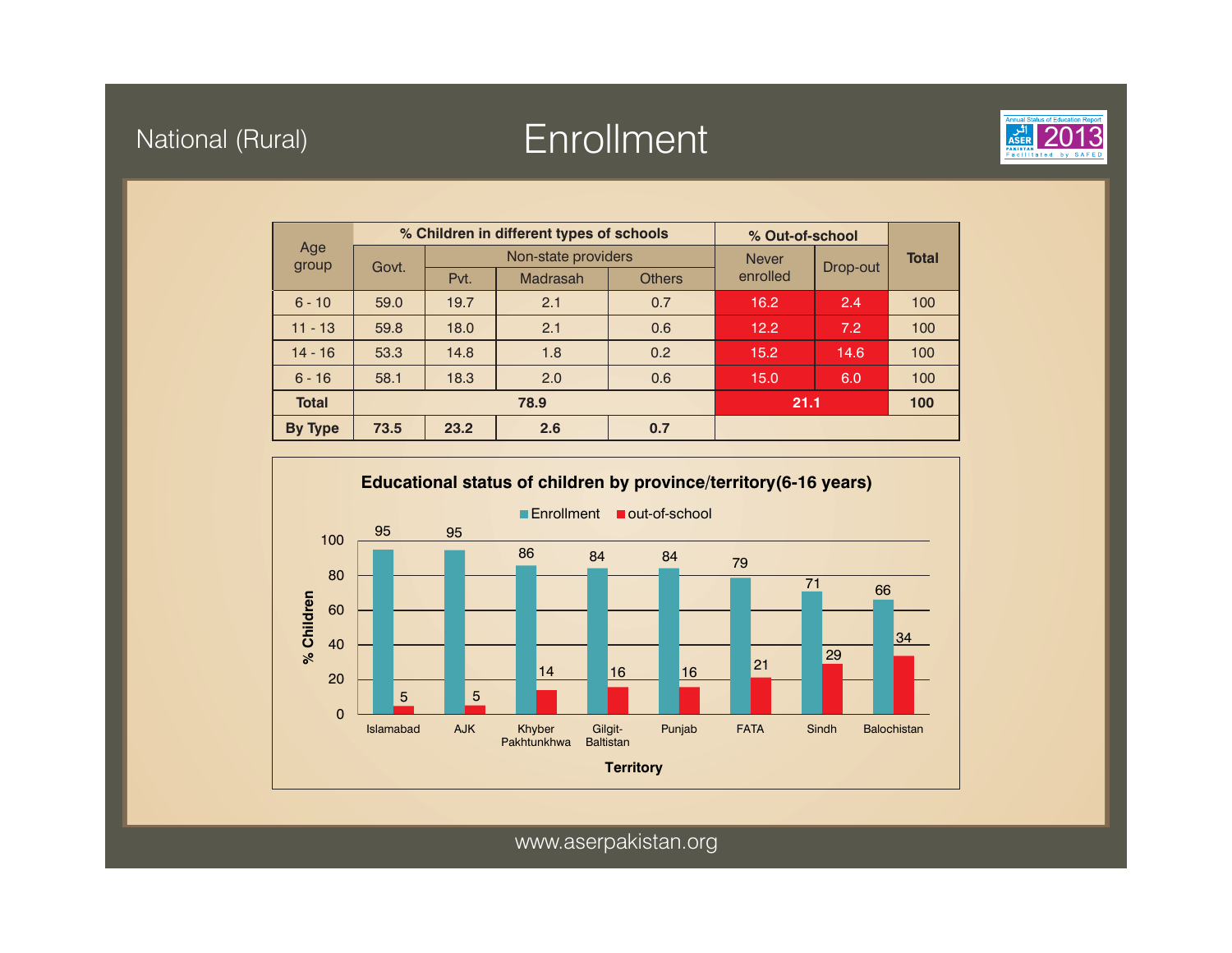# National (Rural)

# Enrollment

| Age group | % Children in different types of schools | | | | % Out-of-school | | Total |
|---|---|---|---|---|---|---|---|
| | Govt. | Non-state providers | | | Never enrolled | Drop-out | |
| | | Pvt. | Madrasah | Others | | | |
| 6 - 10 | 59.0 | 19.7 | 2.1 | 0.7 | 16.2 | 2.4 | 100 |
| 11 - 13 | 59.8 | 18.0 | 2.1 | 0.6 | 12.2 | 7.2 | 100 |
| 14 - 16 | 53.3 | 14.8 | 1.8 | 0.2 | 15.2 | 14.6 | 100 |
| 6 - 16 | 58.1 | 18.3 | 2.0 | 0.6 | 15.0 | 6.0 | 100 |
| **Total** | **78.9** | | | | **21.1** | | **100** |
| **By Type** | **73.5** | **23.2** | **2.6** | **0.7** | | | |

**Educational status of children by province/territory(6-16 years)**

| Territory | Enrollment | out-of-school |
|---|---|---|
| Islamabad | 95 | 5 |
| AJK | 95 | 5 |
| Khyber Pakhtunkhwa | 86 | 14 |
| Gilgit-Baltistan | 84 | 16 |
| Punjab | 84 | 16 |
| FATA | 79 | 21 |
| Sindh | 71 | 29 |
| Balochistan | 66 | 34 |

www.aserpakistan.org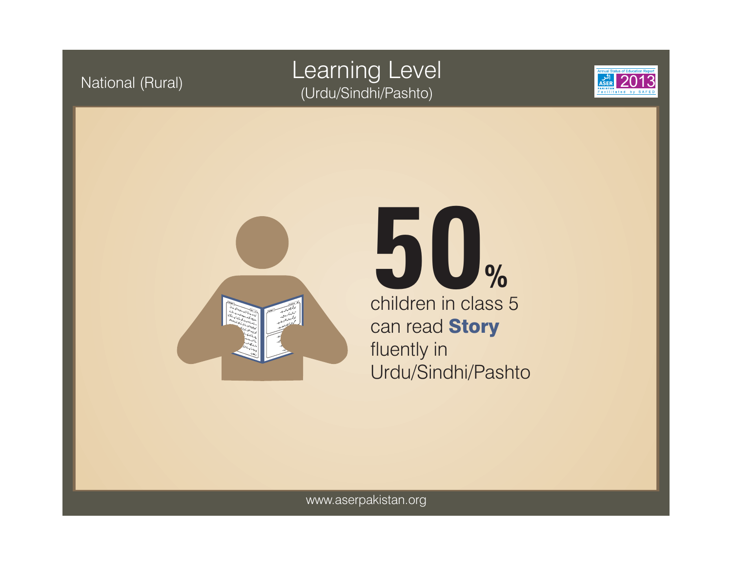National (Rural)

# Learning Level

(Urdu/Sindhi/Pashto)

ASER PAKISTAN 2013

**50%**

children in class 5 can read **Story** fluently in Urdu/Sindhi/Pashto

www.aserpakistan.org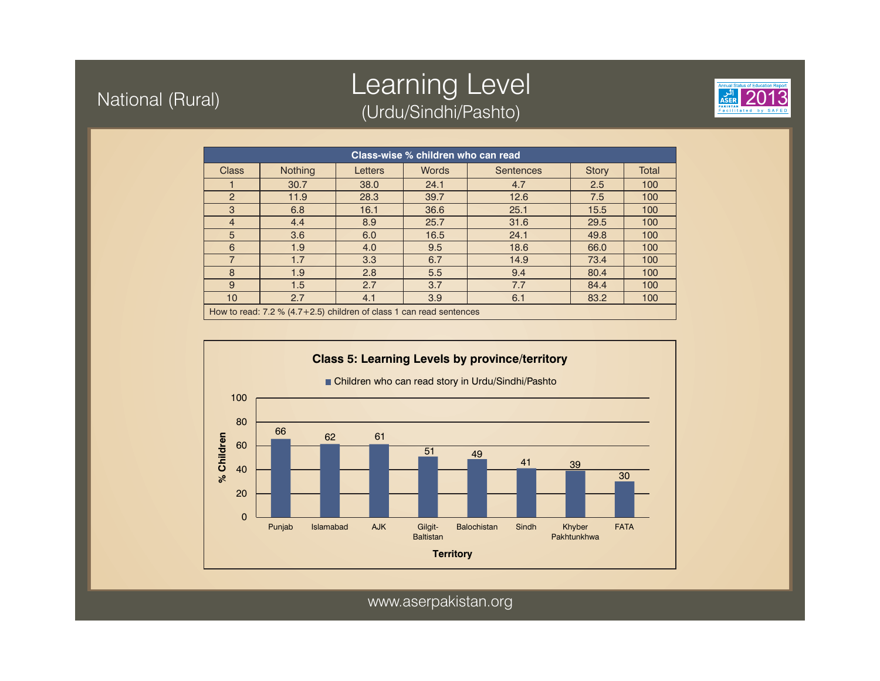National (Rural)

# Learning Level

## (Urdu/Sindhi/Pashto)

**Class-wise % children who can read**

| Class | Nothing | Letters | Words | Sentences | Story | Total |
|---|---|---|---|---|---|---|
| 1 | 30.7 | 38.0 | 24.1 | 4.7 | 2.5 | 100 |
| 2 | 11.9 | 28.3 | 39.7 | 12.6 | 7.5 | 100 |
| 3 | 6.8 | 16.1 | 36.6 | 25.1 | 15.5 | 100 |
| 4 | 4.4 | 8.9 | 25.7 | 31.6 | 29.5 | 100 |
| 5 | 3.6 | 6.0 | 16.5 | 24.1 | 49.8 | 100 |
| 6 | 1.9 | 4.0 | 9.5 | 18.6 | 66.0 | 100 |
| 7 | 1.7 | 3.3 | 6.7 | 14.9 | 73.4 | 100 |
| 8 | 1.9 | 2.8 | 5.5 | 9.4 | 80.4 | 100 |
| 9 | 1.5 | 2.7 | 3.7 | 7.7 | 84.4 | 100 |
| 10 | 2.7 | 4.1 | 3.9 | 6.1 | 83.2 | 100 |

How to read: 7.2 % (4.7+2.5) children of class 1 can read sentences

**Class 5: Learning Levels by province/territory**

Children who can read story in Urdu/Sindhi/Pashto

| Territory | % Children |
|---|---|
| Punjab | 66 |
| Islamabad | 62 |
| AJK | 61 |
| Gilgit-Baltistan | 51 |
| Balochistan | 49 |
| Sindh | 41 |
| Khyber Pakhtunkhwa | 39 |
| FATA | 30 |

www.aserpakistan.org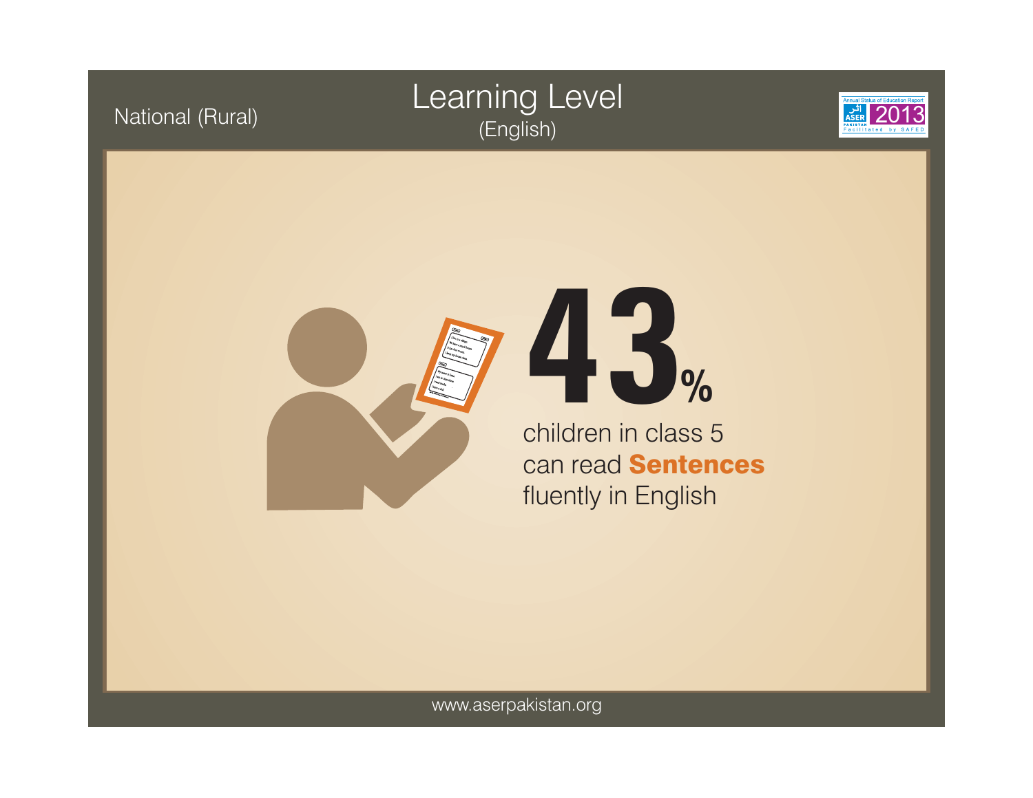National (Rural)

# Learning Level

(English)

# 43%

children in class 5 can read **Sentences** fluently in English

www.aserpakistan.org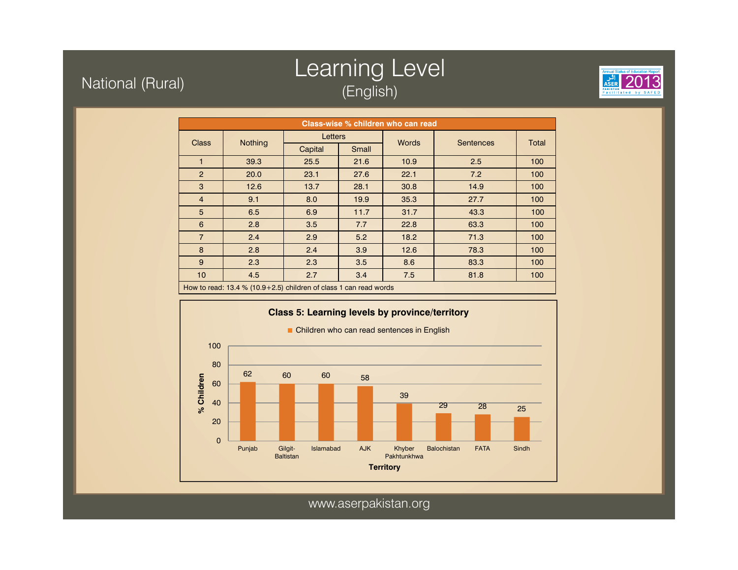National (Rural)

# Learning Level
## (English)

| Class-wise % children who can read | | | | | | |
|---|---|---|---|---|---|---|
| Class | Nothing | Letters | | Words | Sentences | Total |
| | | Capital | Small | | | |
| 1 | 39.3 | 25.5 | 21.6 | 10.9 | 2.5 | 100 |
| 2 | 20.0 | 23.1 | 27.6 | 22.1 | 7.2 | 100 |
| 3 | 12.6 | 13.7 | 28.1 | 30.8 | 14.9 | 100 |
| 4 | 9.1 | 8.0 | 19.9 | 35.3 | 27.7 | 100 |
| 5 | 6.5 | 6.9 | 11.7 | 31.7 | 43.3 | 100 |
| 6 | 2.8 | 3.5 | 7.7 | 22.8 | 63.3 | 100 |
| 7 | 2.4 | 2.9 | 5.2 | 18.2 | 71.3 | 100 |
| 8 | 2.8 | 2.4 | 3.9 | 12.6 | 78.3 | 100 |
| 9 | 2.3 | 2.3 | 3.5 | 8.6 | 83.3 | 100 |
| 10 | 4.5 | 2.7 | 3.4 | 7.5 | 81.8 | 100 |

How to read: 13.4 % (10.9+2.5) children of class 1 can read words

**Class 5: Learning levels by province/territory**

Children who can read sentences in English

| Territory | % Children |
|---|---|
| Punjab | 62 |
| Gilgit-Baltistan | 60 |
| Islamabad | 60 |
| AJK | 58 |
| Khyber Pakhtunkhwa | 39 |
| Balochistan | 29 |
| FATA | 28 |
| Sindh | 25 |

www.aserpakistan.org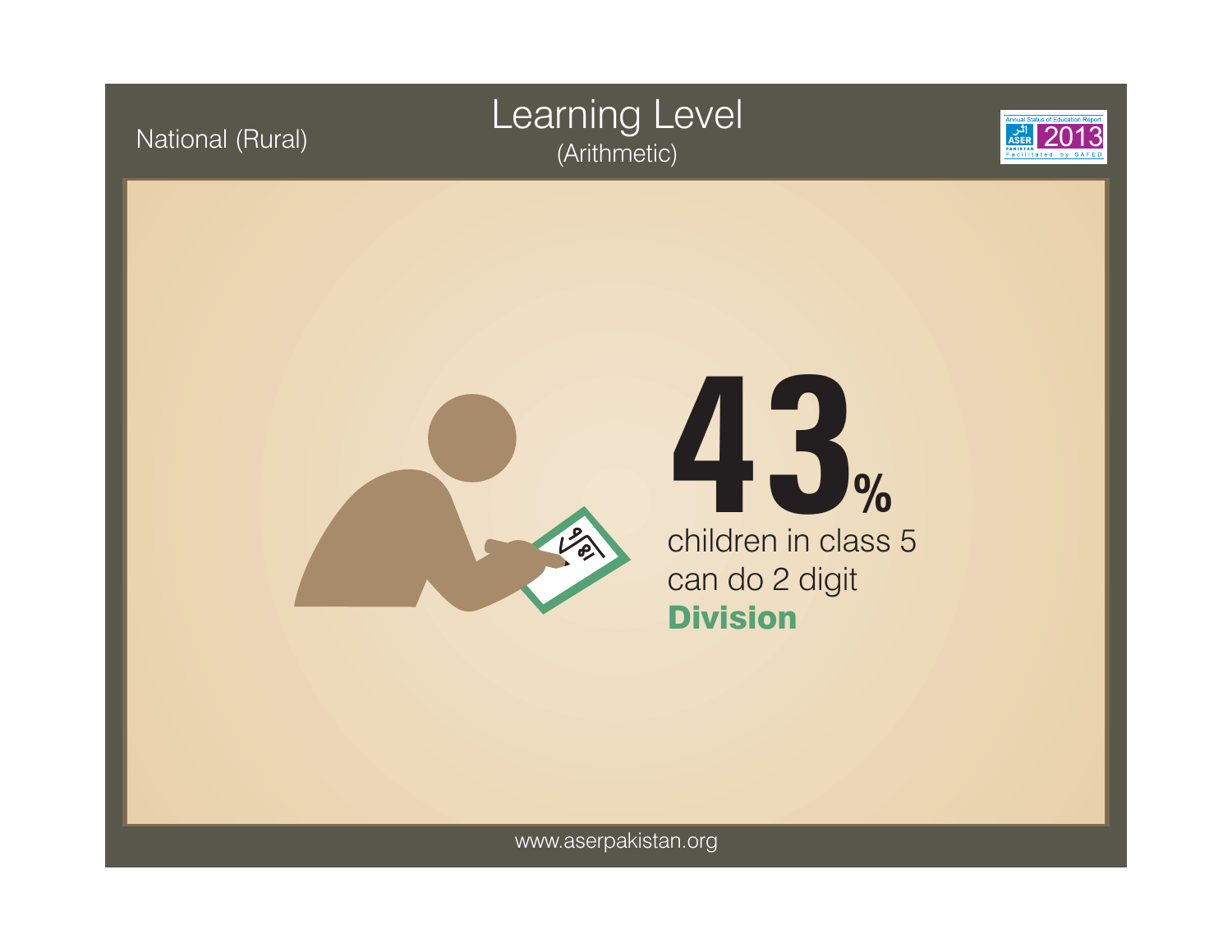National (Rural)

# Learning Level

(Arithmetic)

# 43%

children in class 5 can do 2 digit **Division**

www.aserpakistan.org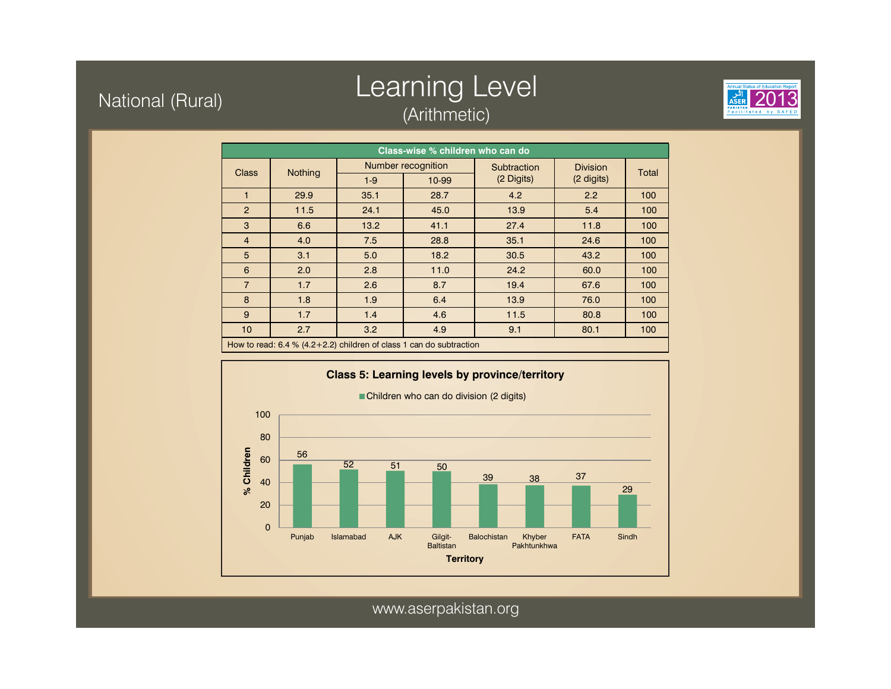National (Rural)

# Learning Level

## (Arithmetic)

Annual Status of Education Report ASER PAKISTAN 2013 Facilitated by SAFED

| Class-wise % children who can do | | | | | | |
|---|---|---|---|---|---|---|
| Class | Nothing | Number recognition | | Subtraction (2 Digits) | Division (2 digits) | Total |
| | | 1-9 | 10-99 | | | |
| 1 | 29.9 | 35.1 | 28.7 | 4.2 | 2.2 | 100 |
| 2 | 11.5 | 24.1 | 45.0 | 13.9 | 5.4 | 100 |
| 3 | 6.6 | 13.2 | 41.1 | 27.4 | 11.8 | 100 |
| 4 | 4.0 | 7.5 | 28.8 | 35.1 | 24.6 | 100 |
| 5 | 3.1 | 5.0 | 18.2 | 30.5 | 43.2 | 100 |
| 6 | 2.0 | 2.8 | 11.0 | 24.2 | 60.0 | 100 |
| 7 | 1.7 | 2.6 | 8.7 | 19.4 | 67.6 | 100 |
| 8 | 1.8 | 1.9 | 6.4 | 13.9 | 76.0 | 100 |
| 9 | 1.7 | 1.4 | 4.6 | 11.5 | 80.8 | 100 |
| 10 | 2.7 | 3.2 | 4.9 | 9.1 | 80.1 | 100 |

How to read: 6.4 % (4.2+2.2) children of class 1 can do subtraction

**Class 5: Learning levels by province/territory**

Children who can do division (2 digits)

% Children

100
80
60
40
20
0

56 52 51 50 39 38 37 29

Punjab, Islamabad, AJK, Gilgit-Baltistan, Balochistan, Khyber Pakhtunkhwa, FATA, Sindh

Territory

www.aserpakistan.org